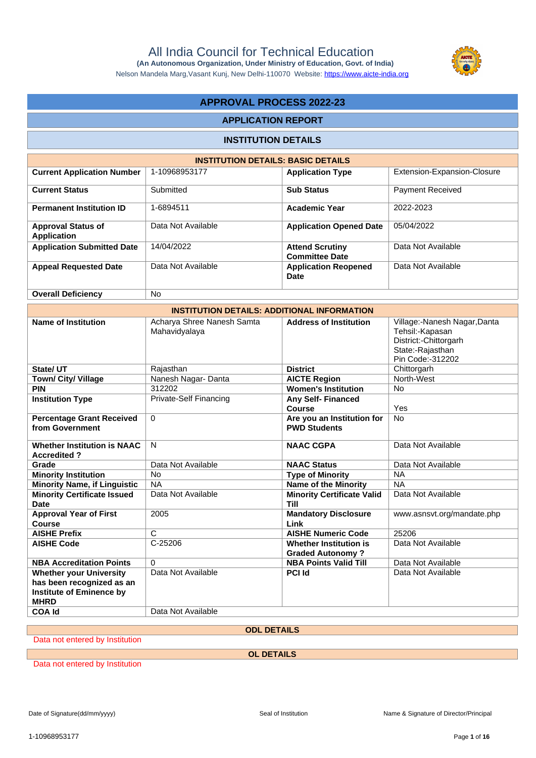# All India Council for Technical Education

**(An Autonomous Organization, Under Ministry of Education, Govt. of India)**

Nelson Mandela Marg,Vasant Kunj, New Delhi-110070 Website: https://www.aicte-india.org

## APPROVAL PROCESS 2022-23

## APPLICATION REPORT

## INSTITUTION DETAILS

| INSTITUTION DETAILS: BASIC DETAILS | | | |
|---|---|---|---|
| **Current Application Number** | 1-10968953177 | **Application Type** | Extension-Expansion-Closure |
| **Current Status** | Submitted | **Sub Status** | Payment Received |
| **Permanent Institution ID** | 1-6894511 | **Academic Year** | 2022-2023 |
| **Approval Status of Application** | Data Not Available | **Application Opened Date** | 05/04/2022 |
| **Application Submitted Date** | 14/04/2022 | **Attend Scrutiny Committee Date** | Data Not Available |
| **Appeal Requested Date** | Data Not Available | **Application Reopened Date** | Data Not Available |
| **Overall Deficiency** | No | | |

| INSTITUTION DETAILS: ADDITIONAL INFORMATION | | | |
|---|---|---|---|
| **Name of Institution** | Acharya Shree Nanesh Samta Mahavidyalaya | **Address of Institution** | Village:-Nanesh Nagar,Danta Tehsil:-Kapasan District:-Chittorgarh State:-Rajasthan Pin Code:-312202 |
| **State/ UT** | Rajasthan | **District** | Chittorgarh |
| **Town/ City/ Village** | Nanesh Nagar- Danta | **AICTE Region** | North-West |
| **PIN** | 312202 | **Women's Institution** | No |
| **Institution Type** | Private-Self Financing | **Any Self- Financed Course** | Yes |
| **Percentage Grant Received from Government** | 0 | **Are you an Institution for PWD Students** | No |
| **Whether Institution is NAAC Accredited ?** | N | **NAAC CGPA** | Data Not Available |
| **Grade** | Data Not Available | **NAAC Status** | Data Not Available |
| **Minority Institution** | No | **Type of Minority** | NA |
| **Minority Name, if Linguistic** | NA | **Name of the Minority** | NA |
| **Minority Certificate Issued Date** | Data Not Available | **Minority Certificate Valid Till** | Data Not Available |
| **Approval Year of First Course** | 2005 | **Mandatory Disclosure Link** | www.asnsvt.org/mandate.php |
| **AISHE Prefix** | C | **AISHE Numeric Code** | 25206 |
| **AISHE Code** | C-25206 | **Whether Institution is Graded Autonomy ?** | Data Not Available |
| **NBA Accreditation Points** | 0 | **NBA Points Valid Till** | Data Not Available |
| **Whether your University has been recognized as an Institute of Eminence by MHRD** | Data Not Available | **PCI Id** | Data Not Available |
| **COA Id** | Data Not Available | | |

**ODL DETAILS**

Data not entered by Institution

**OL DETAILS**

Data not entered by Institution

Date of Signature(dd/mm/yyyy) | Seal of Institution | Name & Signature of Director/Principal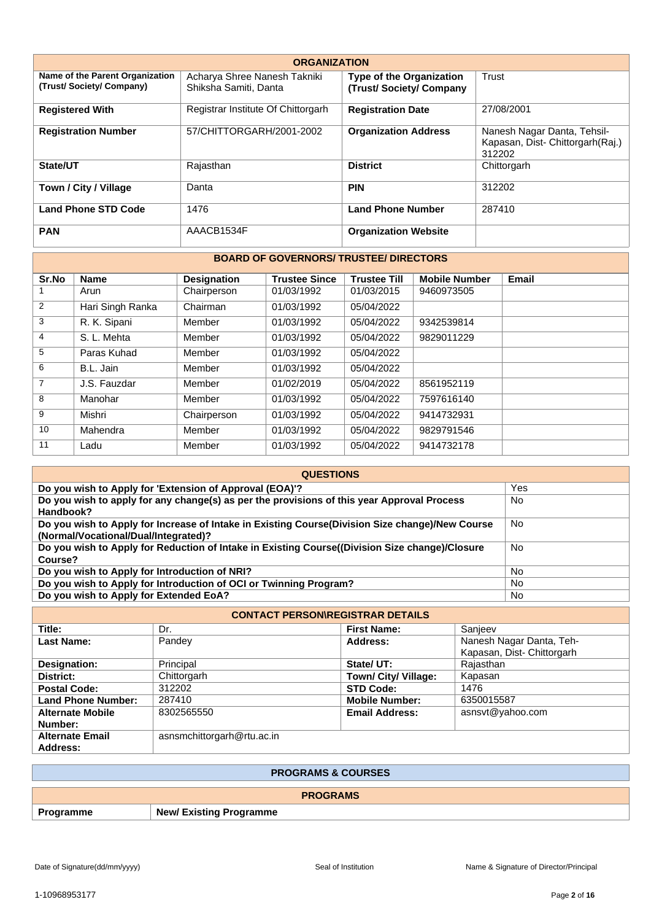## ORGANIZATION

| | | | |
|---|---|---|---|
| **Name of the Parent Organization (Trust/ Society/ Company)** | Acharya Shree Nanesh Takniki Shiksha Samiti, Danta | **Type of the Organization (Trust/ Society/ Company** | Trust |
| **Registered With** | Registrar Institute Of Chittorgarh | **Registration Date** | 27/08/2001 |
| **Registration Number** | 57/CHITTORGARH/2001-2002 | **Organization Address** | Nanesh Nagar Danta, Tehsil-Kapasan, Dist- Chittorgarh(Raj.) 312202 |
| **State/UT** | Rajasthan | **District** | Chittorgarh |
| **Town / City / Village** | Danta | **PIN** | 312202 |
| **Land Phone STD Code** | 1476 | **Land Phone Number** | 287410 |
| **PAN** | AAACB1534F | **Organization Website** | |

## BOARD OF GOVERNORS/ TRUSTEE/ DIRECTORS

| Sr.No | Name | Designation | Trustee Since | Trustee Till | Mobile Number | Email |
|---|---|---|---|---|---|---|
| 1 | Arun | Chairperson | 01/03/1992 | 01/03/2015 | 9460973505 | |
| 2 | Hari Singh Ranka | Chairman | 01/03/1992 | 05/04/2022 | | |
| 3 | R. K. Sipani | Member | 01/03/1992 | 05/04/2022 | 9342539814 | |
| 4 | S. L. Mehta | Member | 01/03/1992 | 05/04/2022 | 9829011229 | |
| 5 | Paras Kuhad | Member | 01/03/1992 | 05/04/2022 | | |
| 6 | B.L. Jain | Member | 01/03/1992 | 05/04/2022 | | |
| 7 | J.S. Fauzdar | Member | 01/02/2019 | 05/04/2022 | 8561952119 | |
| 8 | Manohar | Member | 01/03/1992 | 05/04/2022 | 7597616140 | |
| 9 | Mishri | Chairperson | 01/03/1992 | 05/04/2022 | 9414732931 | |
| 10 | Mahendra | Member | 01/03/1992 | 05/04/2022 | 9829791546 | |
| 11 | Ladu | Member | 01/03/1992 | 05/04/2022 | 9414732178 | |

## QUESTIONS

| | |
|---|---|
| **Do you wish to Apply for 'Extension of Approval (EOA)'?** | Yes |
| **Do you wish to apply for any change(s) as per the provisions of this year Approval Process Handbook?** | No |
| **Do you wish to Apply for Increase of Intake in Existing Course(Division Size change)/New Course (Normal/Vocational/Dual/Integrated)?** | No |
| **Do you wish to Apply for Reduction of Intake in Existing Course((Division Size change)/Closure Course?** | No |
| **Do you wish to Apply for Introduction of NRI?** | No |
| **Do you wish to Apply for Introduction of OCI or Twinning Program?** | No |
| **Do you wish to Apply for Extended EoA?** | No |

## CONTACT PERSON\REGISTRAR DETAILS

| | | | |
|---|---|---|---|
| **Title:** | Dr. | **First Name:** | Sanjeev |
| **Last Name:** | Pandey | **Address:** | Nanesh Nagar Danta, Teh-Kapasan, Dist- Chittorgarh |
| **Designation:** | Principal | **State/ UT:** | Rajasthan |
| **District:** | Chittorgarh | **Town/ City/ Village:** | Kapasan |
| **Postal Code:** | 312202 | **STD Code:** | 1476 |
| **Land Phone Number:** | 287410 | **Mobile Number:** | 6350015587 |
| **Alternate Mobile Number:** | 8302565550 | **Email Address:** | asnsvt@yahoo.com |
| **Alternate Email Address:** | asnsmchittorgarh@rtu.ac.in | | |

## PROGRAMS & COURSES

### PROGRAMS

| Programme | New/ Existing Programme |
|---|---|

Date of Signature(dd/mm/yyyy) | Seal of Institution | Name & Signature of Director/Principal

1-10968953177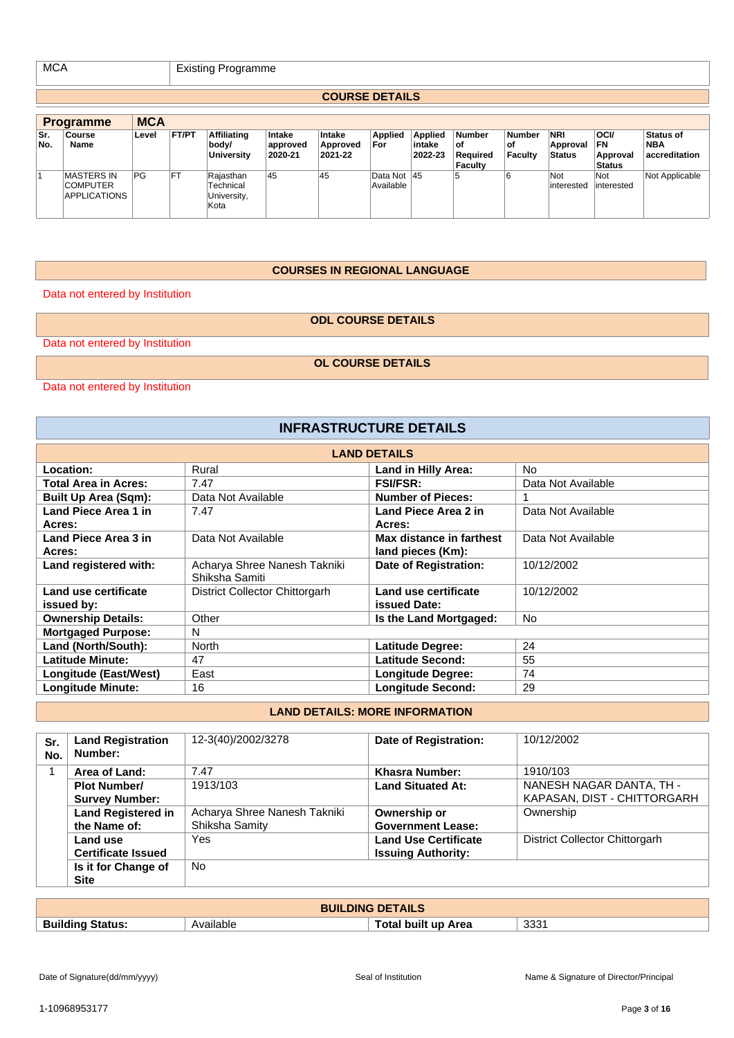| MCA | Existing Programme |
|---|---|

## COURSE DETAILS

| Programme | MCA | | | | | | | | | | | |
|---|---|---|---|---|---|---|---|---|---|---|---|---|
| Sr. No. | Course Name | Level | FT/PT | Affiliating body/ University | Intake approved 2020-21 | Intake Approved 2021-22 | Applied For | Applied intake 2022-23 | Number of Required Faculty | Number of Faculty | NRI Approval Status | OCI/ FN Approval Status | Status of NBA accreditation |
| 1 | MASTERS IN COMPUTER APPLICATIONS | PG | FT | Rajasthan Technical University, Kota | 45 | 45 | Data Not Available | 45 | 5 | 6 | Not interested | Not interested | Not Applicable |

## COURSES IN REGIONAL LANGUAGE

Data not entered by Institution

## ODL COURSE DETAILS

Data not entered by Institution

## OL COURSE DETAILS

Data not entered by Institution

# INFRASTRUCTURE DETAILS

## LAND DETAILS

| | | | |
|---|---|---|---|
| **Location:** | Rural | **Land in Hilly Area:** | No |
| **Total Area in Acres:** | 7.47 | **FSI/FSR:** | Data Not Available |
| **Built Up Area (Sqm):** | Data Not Available | **Number of Pieces:** | 1 |
| **Land Piece Area 1 in Acres:** | 7.47 | **Land Piece Area 2 in Acres:** | Data Not Available |
| **Land Piece Area 3 in Acres:** | Data Not Available | **Max distance in farthest land pieces (Km):** | Data Not Available |
| **Land registered with:** | Acharya Shree Nanesh Takniki Shiksha Samiti | **Date of Registration:** | 10/12/2002 |
| **Land use certificate issued by:** | District Collector Chittorgarh | **Land use certificate issued Date:** | 10/12/2002 |
| **Ownership Details:** | Other | **Is the Land Mortgaged:** | No |
| **Mortgaged Purpose:** | N | | |
| **Land (North/South):** | North | **Latitude Degree:** | 24 |
| **Latitude Minute:** | 47 | **Latitude Second:** | 55 |
| **Longitude (East/West)** | East | **Longitude Degree:** | 74 |
| **Longitude Minute:** | 16 | **Longitude Second:** | 29 |

## LAND DETAILS: MORE INFORMATION

| Sr. No. | Land Registration Number: | 12-3(40)/2002/3278 | Date of Registration: | 10/12/2002 |
|---|---|---|---|---|
| 1 | **Area of Land:** | 7.47 | **Khasra Number:** | 1910/103 |
| | **Plot Number/ Survey Number:** | 1913/103 | **Land Situated At:** | NANESH NAGAR DANTA, TH - KAPASAN, DIST - CHITTORGARH |
| | **Land Registered in the Name of:** | Acharya Shree Nanesh Takniki Shiksha Samity | **Ownership or Government Lease:** | Ownership |
| | **Land use Certificate Issued** | Yes | **Land Use Certificate Issuing Authority:** | District Collector Chittorgarh |
| | **Is it for Change of Site** | No | | |

## BUILDING DETAILS

| | | | |
|---|---|---|---|
| **Building Status:** | Available | **Total built up Area** | 3331 |

Date of Signature(dd/mm/yyyy) | Seal of Institution | Name & Signature of Director/Principal

1-10968953177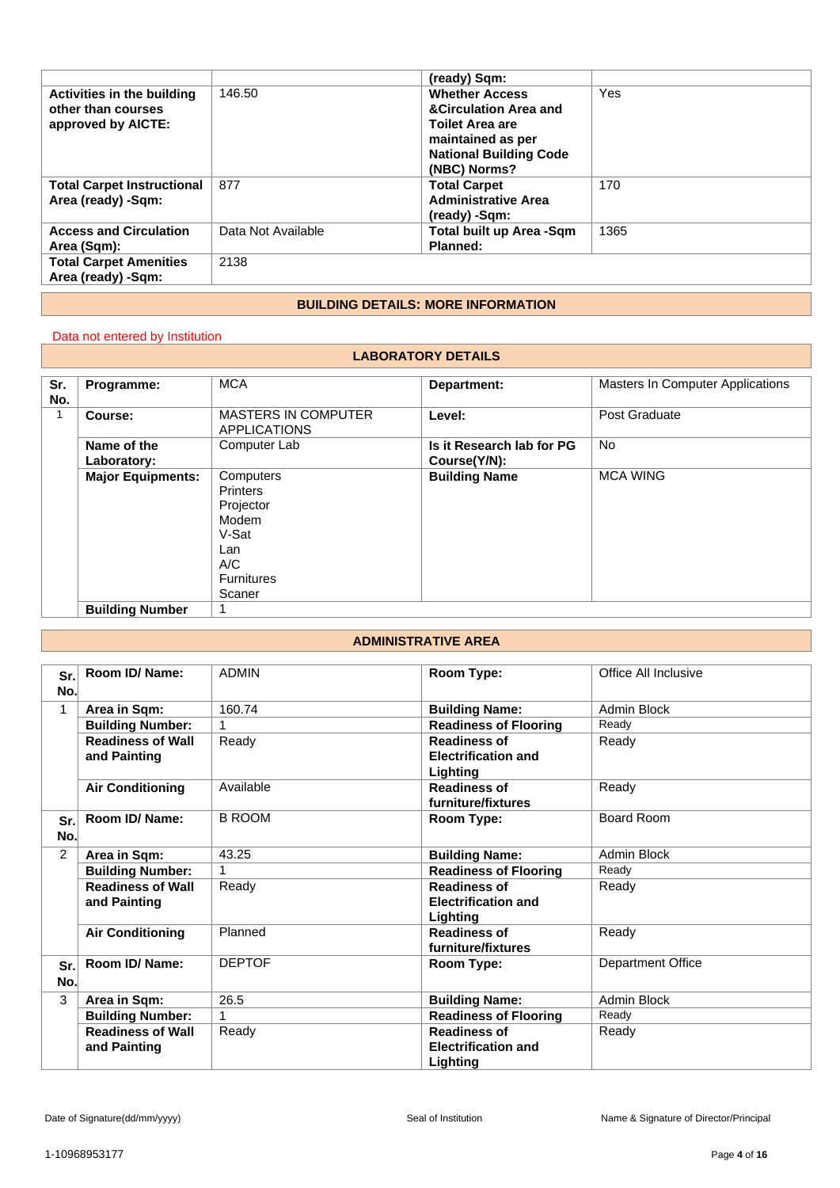| | | (ready) Sqm: | |
|---|---|---|---|
| **Activities in the building other than courses approved by AICTE:** | 146.50 | **Whether Access &Circulation Area and Toilet Area are maintained as per National Building Code (NBC) Norms?** | Yes |
| **Total Carpet Instructional Area (ready) -Sqm:** | 877 | **Total Carpet Administrative Area (ready) -Sqm:** | 170 |
| **Access and Circulation Area (Sqm):** | Data Not Available | **Total built up Area -Sqm Planned:** | 1365 |
| **Total Carpet Amenities Area (ready) -Sqm:** | 2138 | | |

### BUILDING DETAILS: MORE INFORMATION

Data not entered by Institution

### LABORATORY DETAILS

| Sr. No. | Programme: | MCA | Department: | Masters In Computer Applications |
|---|---|---|---|---|
| 1 | **Course:** | MASTERS IN COMPUTER APPLICATIONS | **Level:** | Post Graduate |
| | **Name of the Laboratory:** | Computer Lab | **Is it Research lab for PG Course(Y/N):** | No |
| | **Major Equipments:** | Computers<br>Printers<br>Projector<br>Modem<br>V-Sat<br>Lan<br>A/C<br>Furnitures<br>Scaner | **Building Name** | MCA WING |
| | **Building Number** | 1 | | |

### ADMINISTRATIVE AREA

| Sr. No. | Room ID/ Name: | ADMIN | Room Type: | Office All Inclusive |
|---|---|---|---|---|
| 1 | **Area in Sqm:** | 160.74 | **Building Name:** | Admin Block |
| | **Building Number:** | 1 | **Readiness of Flooring** | Ready |
| | **Readiness of Wall and Painting** | Ready | **Readiness of Electrification and Lighting** | Ready |
| | **Air Conditioning** | Available | **Readiness of furniture/fixtures** | Ready |
| **Sr. No.** | **Room ID/ Name:** | B ROOM | **Room Type:** | Board Room |
| 2 | **Area in Sqm:** | 43.25 | **Building Name:** | Admin Block |
| | **Building Number:** | 1 | **Readiness of Flooring** | Ready |
| | **Readiness of Wall and Painting** | Ready | **Readiness of Electrification and Lighting** | Ready |
| | **Air Conditioning** | Planned | **Readiness of furniture/fixtures** | Ready |
| **Sr. No.** | **Room ID/ Name:** | DEPTOF | **Room Type:** | Department Office |
| 3 | **Area in Sqm:** | 26.5 | **Building Name:** | Admin Block |
| | **Building Number:** | 1 | **Readiness of Flooring** | Ready |
| | **Readiness of Wall and Painting** | Ready | **Readiness of Electrification and Lighting** | Ready |

Date of Signature(dd/mm/yyyy) | Seal of Institution | Name & Signature of Director/Principal

1-10968953177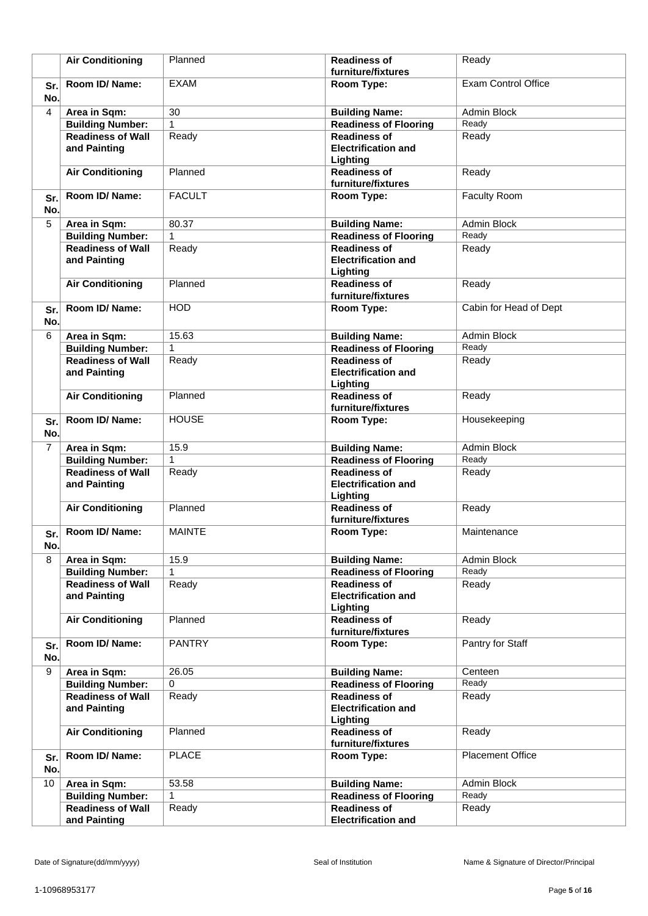| | | | | |
|---|---|---|---|---|
| | **Air Conditioning** | Planned | **Readiness of furniture/fixtures** | Ready |
| **Sr. No.** | **Room ID/ Name:** | EXAM | **Room Type:** | Exam Control Office |
| 4 | **Area in Sqm:** | 30 | **Building Name:** | Admin Block |
| | **Building Number:** | 1 | **Readiness of Flooring** | Ready |
| | **Readiness of Wall and Painting** | Ready | **Readiness of Electrification and Lighting** | Ready |
| | **Air Conditioning** | Planned | **Readiness of furniture/fixtures** | Ready |
| **Sr. No.** | **Room ID/ Name:** | FACULT | **Room Type:** | Faculty Room |
| 5 | **Area in Sqm:** | 80.37 | **Building Name:** | Admin Block |
| | **Building Number:** | 1 | **Readiness of Flooring** | Ready |
| | **Readiness of Wall and Painting** | Ready | **Readiness of Electrification and Lighting** | Ready |
| | **Air Conditioning** | Planned | **Readiness of furniture/fixtures** | Ready |
| **Sr. No.** | **Room ID/ Name:** | HOD | **Room Type:** | Cabin for Head of Dept |
| 6 | **Area in Sqm:** | 15.63 | **Building Name:** | Admin Block |
| | **Building Number:** | 1 | **Readiness of Flooring** | Ready |
| | **Readiness of Wall and Painting** | Ready | **Readiness of Electrification and Lighting** | Ready |
| | **Air Conditioning** | Planned | **Readiness of furniture/fixtures** | Ready |
| **Sr. No.** | **Room ID/ Name:** | HOUSE | **Room Type:** | Housekeeping |
| 7 | **Area in Sqm:** | 15.9 | **Building Name:** | Admin Block |
| | **Building Number:** | 1 | **Readiness of Flooring** | Ready |
| | **Readiness of Wall and Painting** | Ready | **Readiness of Electrification and Lighting** | Ready |
| | **Air Conditioning** | Planned | **Readiness of furniture/fixtures** | Ready |
| **Sr. No.** | **Room ID/ Name:** | MAINTE | **Room Type:** | Maintenance |
| 8 | **Area in Sqm:** | 15.9 | **Building Name:** | Admin Block |
| | **Building Number:** | 1 | **Readiness of Flooring** | Ready |
| | **Readiness of Wall and Painting** | Ready | **Readiness of Electrification and Lighting** | Ready |
| | **Air Conditioning** | Planned | **Readiness of furniture/fixtures** | Ready |
| **Sr. No.** | **Room ID/ Name:** | PANTRY | **Room Type:** | Pantry for Staff |
| 9 | **Area in Sqm:** | 26.05 | **Building Name:** | Centeen |
| | **Building Number:** | 0 | **Readiness of Flooring** | Ready |
| | **Readiness of Wall and Painting** | Ready | **Readiness of Electrification and Lighting** | Ready |
| | **Air Conditioning** | Planned | **Readiness of furniture/fixtures** | Ready |
| **Sr. No.** | **Room ID/ Name:** | PLACE | **Room Type:** | Placement Office |
| 10 | **Area in Sqm:** | 53.58 | **Building Name:** | Admin Block |
| | **Building Number:** | 1 | **Readiness of Flooring** | Ready |
| | **Readiness of Wall and Painting** | Ready | **Readiness of Electrification and** | Ready |

Date of Signature(dd/mm/yyyy) Seal of Institution Name & Signature of Director/Principal

1-10968953177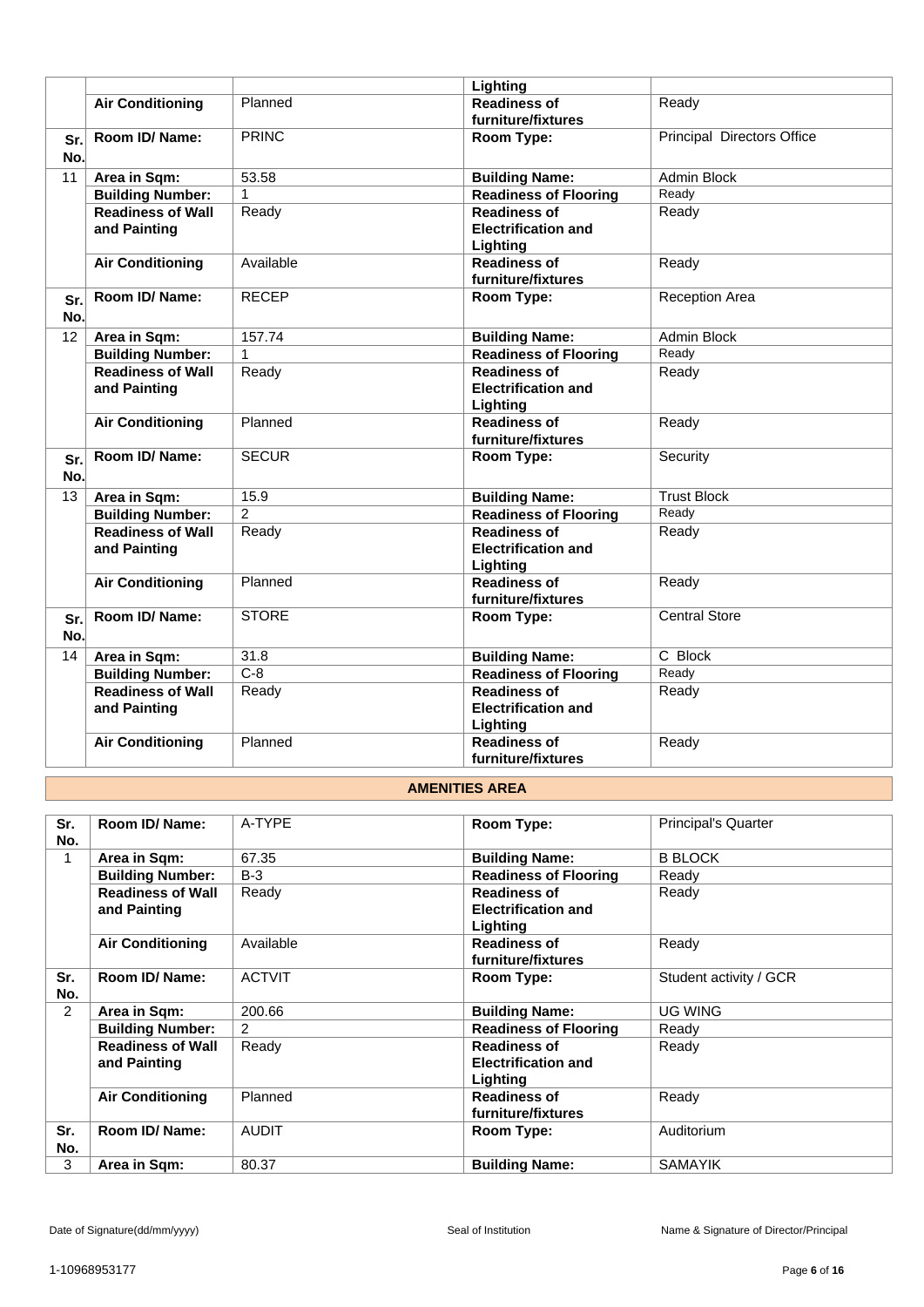| | | | Lighting | |
|---|---|---|---|---|
| | Air Conditioning | Planned | Readiness of furniture/fixtures | Ready |
| Sr. No. | Room ID/ Name: | PRINC | Room Type: | Principal Directors Office |
| 11 | Area in Sqm: | 53.58 | Building Name: | Admin Block |
| | Building Number: | 1 | Readiness of Flooring | Ready |
| | Readiness of Wall and Painting | Ready | Readiness of Electrification and Lighting | Ready |
| | Air Conditioning | Available | Readiness of furniture/fixtures | Ready |
| Sr. No. | Room ID/ Name: | RECEP | Room Type: | Reception Area |
| 12 | Area in Sqm: | 157.74 | Building Name: | Admin Block |
| | Building Number: | 1 | Readiness of Flooring | Ready |
| | Readiness of Wall and Painting | Ready | Readiness of Electrification and Lighting | Ready |
| | Air Conditioning | Planned | Readiness of furniture/fixtures | Ready |
| Sr. No. | Room ID/ Name: | SECUR | Room Type: | Security |
| 13 | Area in Sqm: | 15.9 | Building Name: | Trust Block |
| | Building Number: | 2 | Readiness of Flooring | Ready |
| | Readiness of Wall and Painting | Ready | Readiness of Electrification and Lighting | Ready |
| | Air Conditioning | Planned | Readiness of furniture/fixtures | Ready |
| Sr. No. | Room ID/ Name: | STORE | Room Type: | Central Store |
| 14 | Area in Sqm: | 31.8 | Building Name: | C Block |
| | Building Number: | C-8 | Readiness of Flooring | Ready |
| | Readiness of Wall and Painting | Ready | Readiness of Electrification and Lighting | Ready |
| | Air Conditioning | Planned | Readiness of furniture/fixtures | Ready |

## AMENITIES AREA

| Sr. No. | Room ID/ Name: | A-TYPE | Room Type: | Principal's Quarter |
|---|---|---|---|---|
| 1 | Area in Sqm: | 67.35 | Building Name: | B BLOCK |
| | Building Number: | B-3 | Readiness of Flooring | Ready |
| | Readiness of Wall and Painting | Ready | Readiness of Electrification and Lighting | Ready |
| | Air Conditioning | Available | Readiness of furniture/fixtures | Ready |
| Sr. No. | Room ID/ Name: | ACTVIT | Room Type: | Student activity / GCR |
| 2 | Area in Sqm: | 200.66 | Building Name: | UG WING |
| | Building Number: | 2 | Readiness of Flooring | Ready |
| | Readiness of Wall and Painting | Ready | Readiness of Electrification and Lighting | Ready |
| | Air Conditioning | Planned | Readiness of furniture/fixtures | Ready |
| Sr. No. | Room ID/ Name: | AUDIT | Room Type: | Auditorium |
| 3 | Area in Sqm: | 80.37 | Building Name: | SAMAYIK |

Date of Signature(dd/mm/yyyy) Seal of Institution Name & Signature of Director/Principal

1-10968953177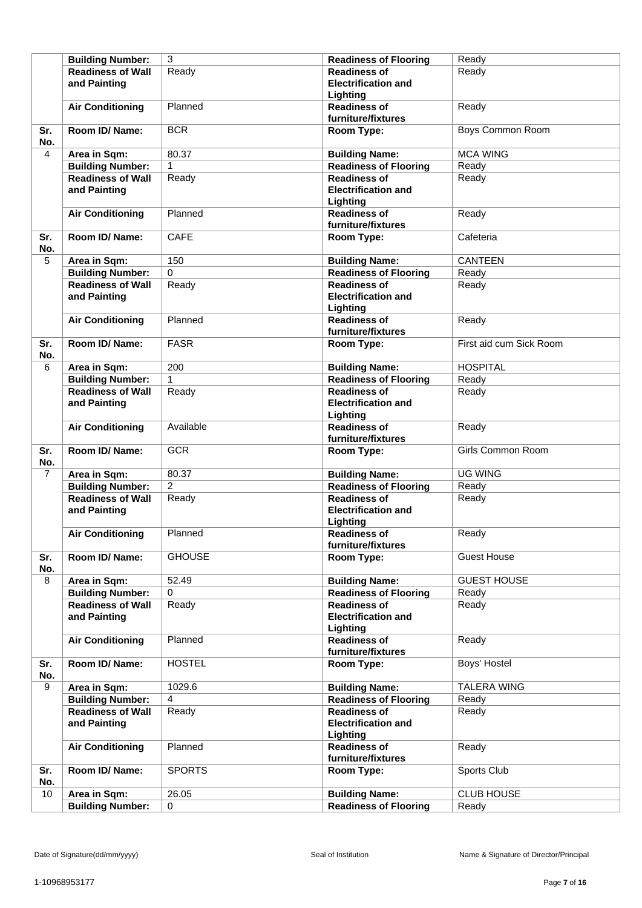| | | | | |
|---|---|---|---|---|
| | **Building Number:** | 3 | **Readiness of Flooring** | Ready |
| | **Readiness of Wall and Painting** | Ready | **Readiness of Electrification and Lighting** | Ready |
| | **Air Conditioning** | Planned | **Readiness of furniture/fixtures** | Ready |
| **Sr. No.** | **Room ID/ Name:** | BCR | **Room Type:** | Boys Common Room |
| 4 | **Area in Sqm:** | 80.37 | **Building Name:** | MCA WING |
| | **Building Number:** | 1 | **Readiness of Flooring** | Ready |
| | **Readiness of Wall and Painting** | Ready | **Readiness of Electrification and Lighting** | Ready |
| | **Air Conditioning** | Planned | **Readiness of furniture/fixtures** | Ready |
| **Sr. No.** | **Room ID/ Name:** | CAFE | **Room Type:** | Cafeteria |
| 5 | **Area in Sqm:** | 150 | **Building Name:** | CANTEEN |
| | **Building Number:** | 0 | **Readiness of Flooring** | Ready |
| | **Readiness of Wall and Painting** | Ready | **Readiness of Electrification and Lighting** | Ready |
| | **Air Conditioning** | Planned | **Readiness of furniture/fixtures** | Ready |
| **Sr. No.** | **Room ID/ Name:** | FASR | **Room Type:** | First aid cum Sick Room |
| 6 | **Area in Sqm:** | 200 | **Building Name:** | HOSPITAL |
| | **Building Number:** | 1 | **Readiness of Flooring** | Ready |
| | **Readiness of Wall and Painting** | Ready | **Readiness of Electrification and Lighting** | Ready |
| | **Air Conditioning** | Available | **Readiness of furniture/fixtures** | Ready |
| **Sr. No.** | **Room ID/ Name:** | GCR | **Room Type:** | Girls Common Room |
| 7 | **Area in Sqm:** | 80.37 | **Building Name:** | UG WING |
| | **Building Number:** | 2 | **Readiness of Flooring** | Ready |
| | **Readiness of Wall and Painting** | Ready | **Readiness of Electrification and Lighting** | Ready |
| | **Air Conditioning** | Planned | **Readiness of furniture/fixtures** | Ready |
| **Sr. No.** | **Room ID/ Name:** | GHOUSE | **Room Type:** | Guest House |
| 8 | **Area in Sqm:** | 52.49 | **Building Name:** | GUEST HOUSE |
| | **Building Number:** | 0 | **Readiness of Flooring** | Ready |
| | **Readiness of Wall and Painting** | Ready | **Readiness of Electrification and Lighting** | Ready |
| | **Air Conditioning** | Planned | **Readiness of furniture/fixtures** | Ready |
| **Sr. No.** | **Room ID/ Name:** | HOSTEL | **Room Type:** | Boys' Hostel |
| 9 | **Area in Sqm:** | 1029.6 | **Building Name:** | TALERA WING |
| | **Building Number:** | 4 | **Readiness of Flooring** | Ready |
| | **Readiness of Wall and Painting** | Ready | **Readiness of Electrification and Lighting** | Ready |
| | **Air Conditioning** | Planned | **Readiness of furniture/fixtures** | Ready |
| **Sr. No.** | **Room ID/ Name:** | SPORTS | **Room Type:** | Sports Club |
| 10 | **Area in Sqm:** | 26.05 | **Building Name:** | CLUB HOUSE |
| | **Building Number:** | 0 | **Readiness of Flooring** | Ready |

Date of Signature(dd/mm/yyyy) Seal of Institution Name & Signature of Director/Principal

1-10968953177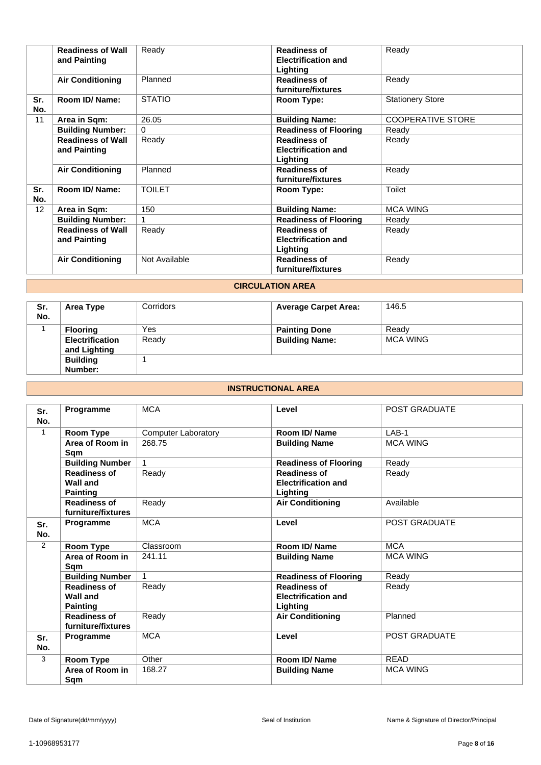| | | | | |
|---|---|---|---|---|
| | **Readiness of Wall and Painting** | Ready | **Readiness of Electrification and Lighting** | Ready |
| | **Air Conditioning** | Planned | **Readiness of furniture/fixtures** | Ready |
| **Sr. No.** | **Room ID/ Name:** | STATIO | **Room Type:** | Stationery Store |
| 11 | **Area in Sqm:** | 26.05 | **Building Name:** | COOPERATIVE STORE |
| | **Building Number:** | 0 | **Readiness of Flooring** | Ready |
| | **Readiness of Wall and Painting** | Ready | **Readiness of Electrification and Lighting** | Ready |
| | **Air Conditioning** | Planned | **Readiness of furniture/fixtures** | Ready |
| **Sr. No.** | **Room ID/ Name:** | TOILET | **Room Type:** | Toilet |
| 12 | **Area in Sqm:** | 150 | **Building Name:** | MCA WING |
| | **Building Number:** | 1 | **Readiness of Flooring** | Ready |
| | **Readiness of Wall and Painting** | Ready | **Readiness of Electrification and Lighting** | Ready |
| | **Air Conditioning** | Not Available | **Readiness of furniture/fixtures** | Ready |

## CIRCULATION AREA

| **Sr. No.** | **Area Type** | Corridors | **Average Carpet Area:** | 146.5 |
|---|---|---|---|---|
| 1 | **Flooring** | Yes | **Painting Done** | Ready |
| | **Electrification and Lighting** | Ready | **Building Name:** | MCA WING |
| | **Building Number:** | 1 | | |

## INSTRUCTIONAL AREA

| **Sr. No.** | **Programme** | MCA | **Level** | POST GRADUATE |
|---|---|---|---|---|
| 1 | **Room Type** | Computer Laboratory | **Room ID/ Name** | LAB-1 |
| | **Area of Room in Sqm** | 268.75 | **Building Name** | MCA WING |
| | **Building Number** | 1 | **Readiness of Flooring** | Ready |
| | **Readiness of Wall and Painting** | Ready | **Readiness of Electrification and Lighting** | Ready |
| | **Readiness of furniture/fixtures** | Ready | **Air Conditioning** | Available |
| **Sr. No.** | **Programme** | MCA | **Level** | POST GRADUATE |
| 2 | **Room Type** | Classroom | **Room ID/ Name** | MCA |
| | **Area of Room in Sqm** | 241.11 | **Building Name** | MCA WING |
| | **Building Number** | 1 | **Readiness of Flooring** | Ready |
| | **Readiness of Wall and Painting** | Ready | **Readiness of Electrification and Lighting** | Ready |
| | **Readiness of furniture/fixtures** | Ready | **Air Conditioning** | Planned |
| **Sr. No.** | **Programme** | MCA | **Level** | POST GRADUATE |
| 3 | **Room Type** | Other | **Room ID/ Name** | READ |
| | **Area of Room in Sqm** | 168.27 | **Building Name** | MCA WING |

Date of Signature(dd/mm/yyyy) | Seal of Institution | Name & Signature of Director/Principal

1-10968953177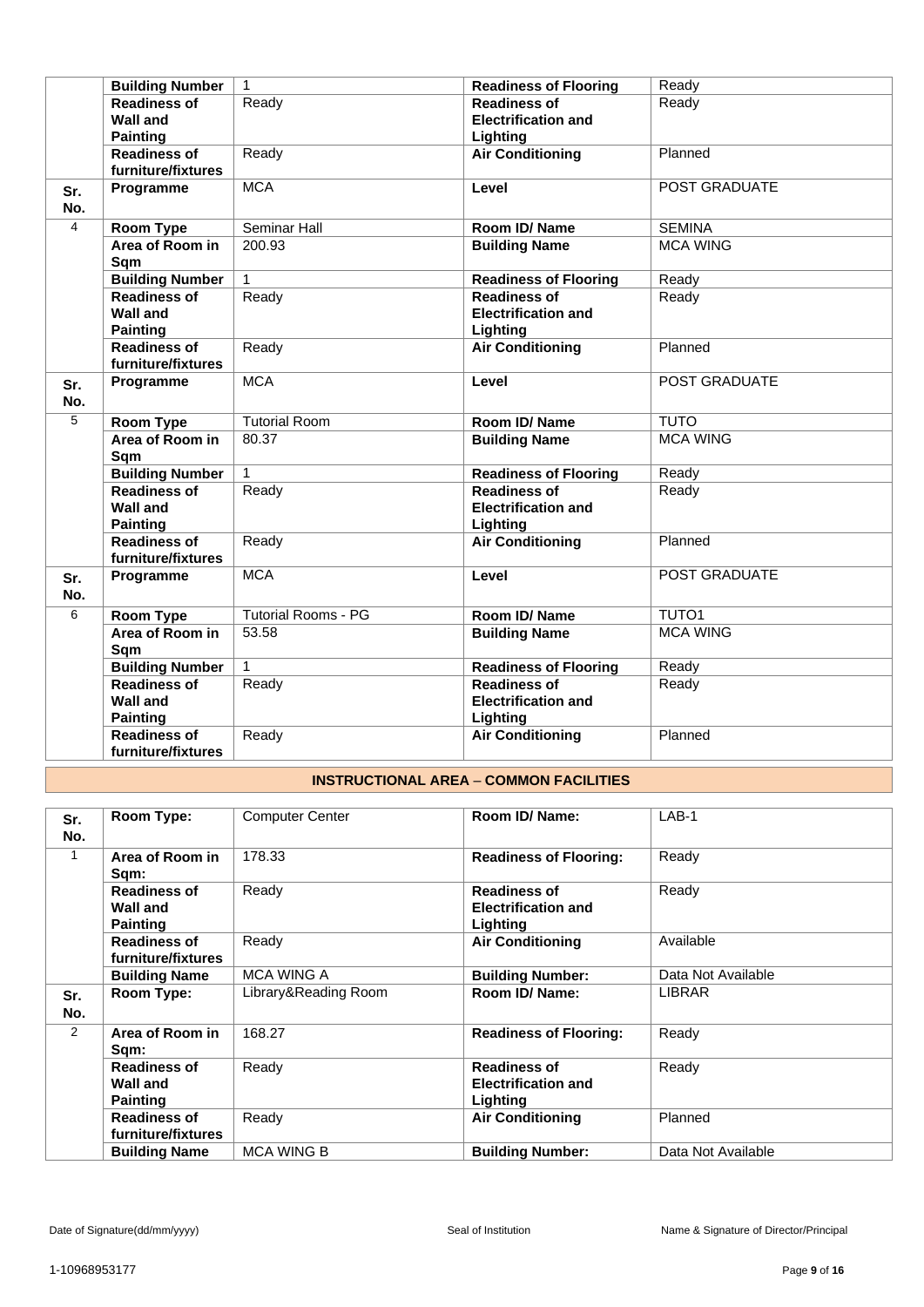| | | | | |
|---|---|---|---|---|
| | **Building Number** | 1 | **Readiness of Flooring** | Ready |
| | **Readiness of Wall and Painting** | Ready | **Readiness of Electrification and Lighting** | Ready |
| | **Readiness of furniture/fixtures** | Ready | **Air Conditioning** | Planned |
| **Sr. No.** | **Programme** | MCA | **Level** | POST GRADUATE |
| 4 | **Room Type** | Seminar Hall | **Room ID/ Name** | SEMINA |
| | **Area of Room in Sqm** | 200.93 | **Building Name** | MCA WING |
| | **Building Number** | 1 | **Readiness of Flooring** | Ready |
| | **Readiness of Wall and Painting** | Ready | **Readiness of Electrification and Lighting** | Ready |
| | **Readiness of furniture/fixtures** | Ready | **Air Conditioning** | Planned |
| **Sr. No.** | **Programme** | MCA | **Level** | POST GRADUATE |
| 5 | **Room Type** | Tutorial Room | **Room ID/ Name** | TUTO |
| | **Area of Room in Sqm** | 80.37 | **Building Name** | MCA WING |
| | **Building Number** | 1 | **Readiness of Flooring** | Ready |
| | **Readiness of Wall and Painting** | Ready | **Readiness of Electrification and Lighting** | Ready |
| | **Readiness of furniture/fixtures** | Ready | **Air Conditioning** | Planned |
| **Sr. No.** | **Programme** | MCA | **Level** | POST GRADUATE |
| 6 | **Room Type** | Tutorial Rooms - PG | **Room ID/ Name** | TUTO1 |
| | **Area of Room in Sqm** | 53.58 | **Building Name** | MCA WING |
| | **Building Number** | 1 | **Readiness of Flooring** | Ready |
| | **Readiness of Wall and Painting** | Ready | **Readiness of Electrification and Lighting** | Ready |
| | **Readiness of furniture/fixtures** | Ready | **Air Conditioning** | Planned |

## INSTRUCTIONAL AREA – COMMON FACILITIES

| | | | | |
|---|---|---|---|---|
| **Sr. No.** | **Room Type:** | Computer Center | **Room ID/ Name:** | LAB-1 |
| 1 | **Area of Room in Sqm:** | 178.33 | **Readiness of Flooring:** | Ready |
| | **Readiness of Wall and Painting** | Ready | **Readiness of Electrification and Lighting** | Ready |
| | **Readiness of furniture/fixtures** | Ready | **Air Conditioning** | Available |
| | **Building Name** | MCA WING A | **Building Number:** | Data Not Available |
| **Sr. No.** | **Room Type:** | Library&Reading Room | **Room ID/ Name:** | LIBRAR |
| 2 | **Area of Room in Sqm:** | 168.27 | **Readiness of Flooring:** | Ready |
| | **Readiness of Wall and Painting** | Ready | **Readiness of Electrification and Lighting** | Ready |
| | **Readiness of furniture/fixtures** | Ready | **Air Conditioning** | Planned |
| | **Building Name** | MCA WING B | **Building Number:** | Data Not Available |

Date of Signature(dd/mm/yyyy) Seal of Institution Name & Signature of Director/Principal

1-10968953177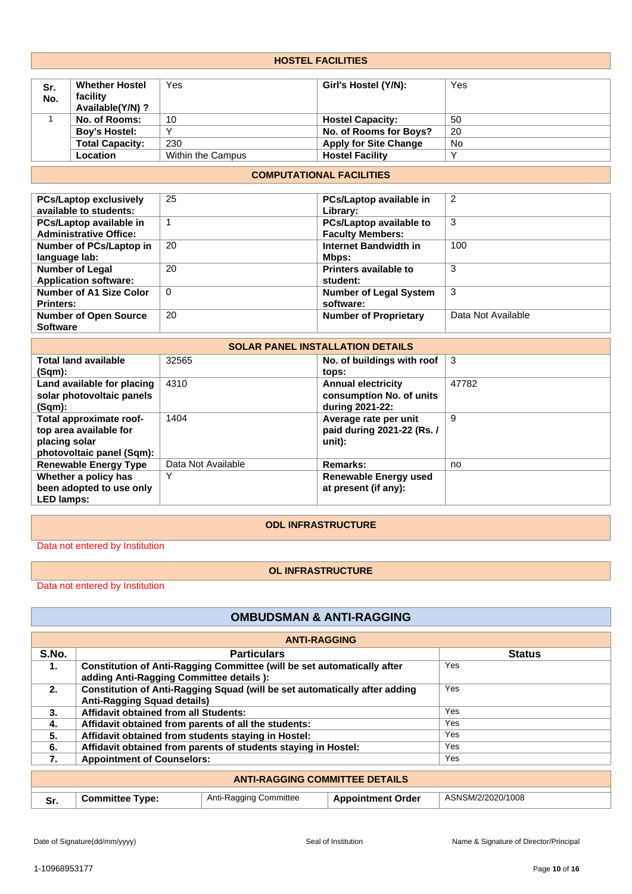## HOSTEL FACILITIES

| Sr. No. | Whether Hostel facility Available(Y/N) ? | Yes | Girl's Hostel (Y/N): | Yes |
|---|---|---|---|---|
| 1 | No. of Rooms: | 10 | Hostel Capacity: | 50 |
| | Boy's Hostel: | Y | No. of Rooms for Boys? | 20 |
| | Total Capacity: | 230 | Apply for Site Change | No |
| | Location | Within the Campus | Hostel Facility | Y |

## COMPUTATIONAL FACILITIES

| | | | |
|---|---|---|---|
| **PCs/Laptop exclusively available to students:** | 25 | **PCs/Laptop available in Library:** | 2 |
| **PCs/Laptop available in Administrative Office:** | 1 | **PCs/Laptop available to Faculty Members:** | 3 |
| **Number of PCs/Laptop in language lab:** | 20 | **Internet Bandwidth in Mbps:** | 100 |
| **Number of Legal Application software:** | 20 | **Printers available to student:** | 3 |
| **Number of A1 Size Color Printers:** | 0 | **Number of Legal System software:** | 3 |
| **Number of Open Source Software** | 20 | **Number of Proprietary** | Data Not Available |

## SOLAR PANEL INSTALLATION DETAILS

| | | | |
|---|---|---|---|
| **Total land available (Sqm):** | 32565 | **No. of buildings with roof tops:** | 3 |
| **Land available for placing solar photovoltaic panels (Sqm):** | 4310 | **Annual electricity consumption No. of units during 2021-22:** | 47782 |
| **Total approximate roof-top area available for placing solar photovoltaic panel (Sqm):** | 1404 | **Average rate per unit paid during 2021-22 (Rs. / unit):** | 9 |
| **Renewable Energy Type** | Data Not Available | **Remarks:** | no |
| **Whether a policy has been adopted to use only LED lamps:** | Y | **Renewable Energy used at present (if any):** | |

## ODL INFRASTRUCTURE

Data not entered by Institution

## OL INFRASTRUCTURE

Data not entered by Institution

# OMBUDSMAN & ANTI-RAGGING

## ANTI-RAGGING

| S.No. | Particulars | Status |
|---|---|---|
| 1. | Constitution of Anti-Ragging Committee (will be set automatically after adding Anti-Ragging Committee details ): | Yes |
| 2. | Constitution of Anti-Ragging Squad (will be set automatically after adding Anti-Ragging Squad details) | Yes |
| 3. | Affidavit obtained from all Students: | Yes |
| 4. | Affidavit obtained from parents of all the students: | Yes |
| 5. | Affidavit obtained from students staying in Hostel: | Yes |
| 6. | Affidavit obtained from parents of students staying in Hostel: | Yes |
| 7. | Appointment of Counselors: | Yes |

## ANTI-RAGGING COMMITTEE DETAILS

| Sr. | Committee Type: | Anti-Ragging Committee | Appointment Order | ASNSM/2/2020/1008 |
|---|---|---|---|---|

Date of Signature(dd/mm/yyyy) | Seal of Institution | Name & Signature of Director/Principal

1-10968953177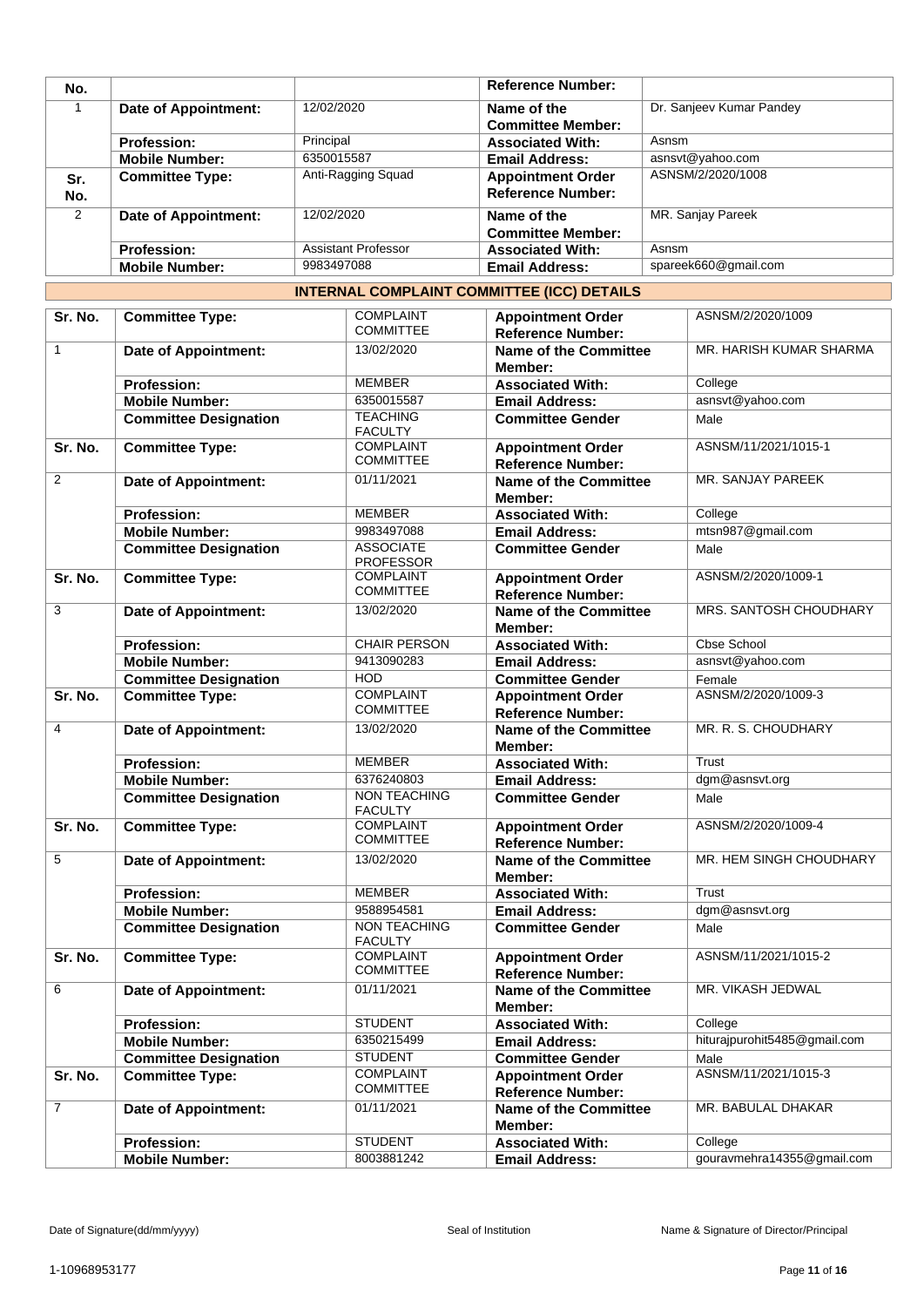| No. | | | Reference Number: | |
|---|---|---|---|---|
| 1 | **Date of Appointment:** | 12/02/2020 | **Name of the Committee Member:** | Dr. Sanjeev Kumar Pandey |
| | **Profession:** | Principal | **Associated With:** | Asnsm |
| | **Mobile Number:** | 6350015587 | **Email Address:** | asnsvt@yahoo.com |
| **Sr. No.** | **Committee Type:** | Anti-Ragging Squad | **Appointment Order Reference Number:** | ASNSM/2/2020/1008 |
| 2 | **Date of Appointment:** | 12/02/2020 | **Name of the Committee Member:** | MR. Sanjay Pareek |
| | **Profession:** | Assistant Professor | **Associated With:** | Asnsm |
| | **Mobile Number:** | 9983497088 | **Email Address:** | spareek660@gmail.com |

## INTERNAL COMPLAINT COMMITTEE (ICC) DETAILS

| Sr. No. | Committee Type: | COMPLAINT COMMITTEE | Appointment Order Reference Number: | ASNSM/2/2020/1009 |
|---|---|---|---|---|
| 1 | **Date of Appointment:** | 13/02/2020 | **Name of the Committee Member:** | MR. HARISH KUMAR SHARMA |
| | **Profession:** | MEMBER | **Associated With:** | College |
| | **Mobile Number:** | 6350015587 | **Email Address:** | asnsvt@yahoo.com |
| | **Committee Designation** | TEACHING FACULTY | **Committee Gender** | Male |
| **Sr. No.** | **Committee Type:** | COMPLAINT COMMITTEE | **Appointment Order Reference Number:** | ASNSM/11/2021/1015-1 |
| 2 | **Date of Appointment:** | 01/11/2021 | **Name of the Committee Member:** | MR. SANJAY PAREEK |
| | **Profession:** | MEMBER | **Associated With:** | College |
| | **Mobile Number:** | 9983497088 | **Email Address:** | mtsn987@gmail.com |
| | **Committee Designation** | ASSOCIATE PROFESSOR | **Committee Gender** | Male |
| **Sr. No.** | **Committee Type:** | COMPLAINT COMMITTEE | **Appointment Order Reference Number:** | ASNSM/2/2020/1009-1 |
| 3 | **Date of Appointment:** | 13/02/2020 | **Name of the Committee Member:** | MRS. SANTOSH CHOUDHARY |
| | **Profession:** | CHAIR PERSON | **Associated With:** | Cbse School |
| | **Mobile Number:** | 9413090283 | **Email Address:** | asnsvt@yahoo.com |
| | **Committee Designation** | HOD | **Committee Gender** | Female |
| **Sr. No.** | **Committee Type:** | COMPLAINT COMMITTEE | **Appointment Order Reference Number:** | ASNSM/2/2020/1009-3 |
| 4 | **Date of Appointment:** | 13/02/2020 | **Name of the Committee Member:** | MR. R. S. CHOUDHARY |
| | **Profession:** | MEMBER | **Associated With:** | Trust |
| | **Mobile Number:** | 6376240803 | **Email Address:** | dgm@asnsvt.org |
| | **Committee Designation** | NON TEACHING FACULTY | **Committee Gender** | Male |
| **Sr. No.** | **Committee Type:** | COMPLAINT COMMITTEE | **Appointment Order Reference Number:** | ASNSM/2/2020/1009-4 |
| 5 | **Date of Appointment:** | 13/02/2020 | **Name of the Committee Member:** | MR. HEM SINGH CHOUDHARY |
| | **Profession:** | MEMBER | **Associated With:** | Trust |
| | **Mobile Number:** | 9588954581 | **Email Address:** | dgm@asnsvt.org |
| | **Committee Designation** | NON TEACHING FACULTY | **Committee Gender** | Male |
| **Sr. No.** | **Committee Type:** | COMPLAINT COMMITTEE | **Appointment Order Reference Number:** | ASNSM/11/2021/1015-2 |
| 6 | **Date of Appointment:** | 01/11/2021 | **Name of the Committee Member:** | MR. VIKASH JEDWAL |
| | **Profession:** | STUDENT | **Associated With:** | College |
| | **Mobile Number:** | 6350215499 | **Email Address:** | hiturajpurohit5485@gmail.com |
| | **Committee Designation** | STUDENT | **Committee Gender** | Male |
| **Sr. No.** | **Committee Type:** | COMPLAINT COMMITTEE | **Appointment Order Reference Number:** | ASNSM/11/2021/1015-3 |
| 7 | **Date of Appointment:** | 01/11/2021 | **Name of the Committee Member:** | MR. BABULAL DHAKAR |
| | **Profession:** | STUDENT | **Associated With:** | College |
| | **Mobile Number:** | 8003881242 | **Email Address:** | gouravmehra14355@gmail.com |

Date of Signature(dd/mm/yyyy) | Seal of Institution | Name & Signature of Director/Principal

1-10968953177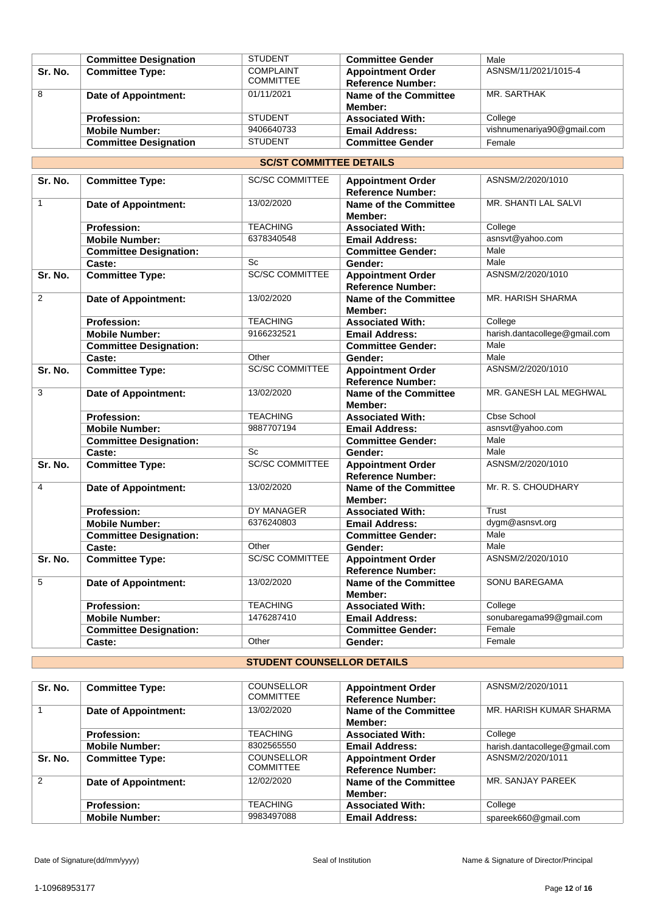| | Committee Designation | STUDENT | Committee Gender | Male |
|---|---|---|---|---|
| Sr. No. | Committee Type: | COMPLAINT COMMITTEE | Appointment Order Reference Number: | ASNSM/11/2021/1015-4 |
| 8 | Date of Appointment: | 01/11/2021 | Name of the Committee Member: | MR. SARTHAK |
| | Profession: | STUDENT | Associated With: | College |
| | Mobile Number: | 9406640733 | Email Address: | vishnumenariya90@gmail.com |
| | Committee Designation | STUDENT | Committee Gender | Female |

## SC/ST COMMITTEE DETAILS

| Sr. No. | Committee Type: | SC/SC COMMITTEE | Appointment Order Reference Number: | ASNSM/2/2020/1010 |
|---|---|---|---|---|
| 1 | Date of Appointment: | 13/02/2020 | Name of the Committee Member: | MR. SHANTI LAL SALVI |
| | Profession: | TEACHING | Associated With: | College |
| | Mobile Number: | 6378340548 | Email Address: | asnsvt@yahoo.com |
| | Committee Designation: | | Committee Gender: | Male |
| | Caste: | Sc | Gender: | Male |
| Sr. No. | Committee Type: | SC/SC COMMITTEE | Appointment Order Reference Number: | ASNSM/2/2020/1010 |
| 2 | Date of Appointment: | 13/02/2020 | Name of the Committee Member: | MR. HARISH SHARMA |
| | Profession: | TEACHING | Associated With: | College |
| | Mobile Number: | 9166232521 | Email Address: | harish.dantacollege@gmail.com |
| | Committee Designation: | | Committee Gender: | Male |
| | Caste: | Other | Gender: | Male |
| Sr. No. | Committee Type: | SC/SC COMMITTEE | Appointment Order Reference Number: | ASNSM/2/2020/1010 |
| 3 | Date of Appointment: | 13/02/2020 | Name of the Committee Member: | MR. GANESH LAL MEGHWAL |
| | Profession: | TEACHING | Associated With: | Cbse School |
| | Mobile Number: | 9887707194 | Email Address: | asnsvt@yahoo.com |
| | Committee Designation: | | Committee Gender: | Male |
| | Caste: | Sc | Gender: | Male |
| Sr. No. | Committee Type: | SC/SC COMMITTEE | Appointment Order Reference Number: | ASNSM/2/2020/1010 |
| 4 | Date of Appointment: | 13/02/2020 | Name of the Committee Member: | Mr. R. S. CHOUDHARY |
| | Profession: | DY MANAGER | Associated With: | Trust |
| | Mobile Number: | 6376240803 | Email Address: | dygm@asnsvt.org |
| | Committee Designation: | | Committee Gender: | Male |
| | Caste: | Other | Gender: | Male |
| Sr. No. | Committee Type: | SC/SC COMMITTEE | Appointment Order Reference Number: | ASNSM/2/2020/1010 |
| 5 | Date of Appointment: | 13/02/2020 | Name of the Committee Member: | SONU BAREGAMA |
| | Profession: | TEACHING | Associated With: | College |
| | Mobile Number: | 1476287410 | Email Address: | sonubaregama99@gmail.com |
| | Committee Designation: | | Committee Gender: | Female |
| | Caste: | Other | Gender: | Female |

## STUDENT COUNSELLOR DETAILS

| Sr. No. | Committee Type: | COUNSELLOR COMMITTEE | Appointment Order Reference Number: | ASNSM/2/2020/1011 |
|---|---|---|---|---|
| 1 | Date of Appointment: | 13/02/2020 | Name of the Committee Member: | MR. HARISH KUMAR SHARMA |
| | Profession: | TEACHING | Associated With: | College |
| | Mobile Number: | 8302565550 | Email Address: | harish.dantacollege@gmail.com |
| Sr. No. | Committee Type: | COUNSELLOR COMMITTEE | Appointment Order Reference Number: | ASNSM/2/2020/1011 |
| 2 | Date of Appointment: | 12/02/2020 | Name of the Committee Member: | MR. SANJAY PAREEK |
| | Profession: | TEACHING | Associated With: | College |
| | Mobile Number: | 9983497088 | Email Address: | spareek660@gmail.com |

Date of Signature(dd/mm/yyyy) Seal of Institution Name & Signature of Director/Principal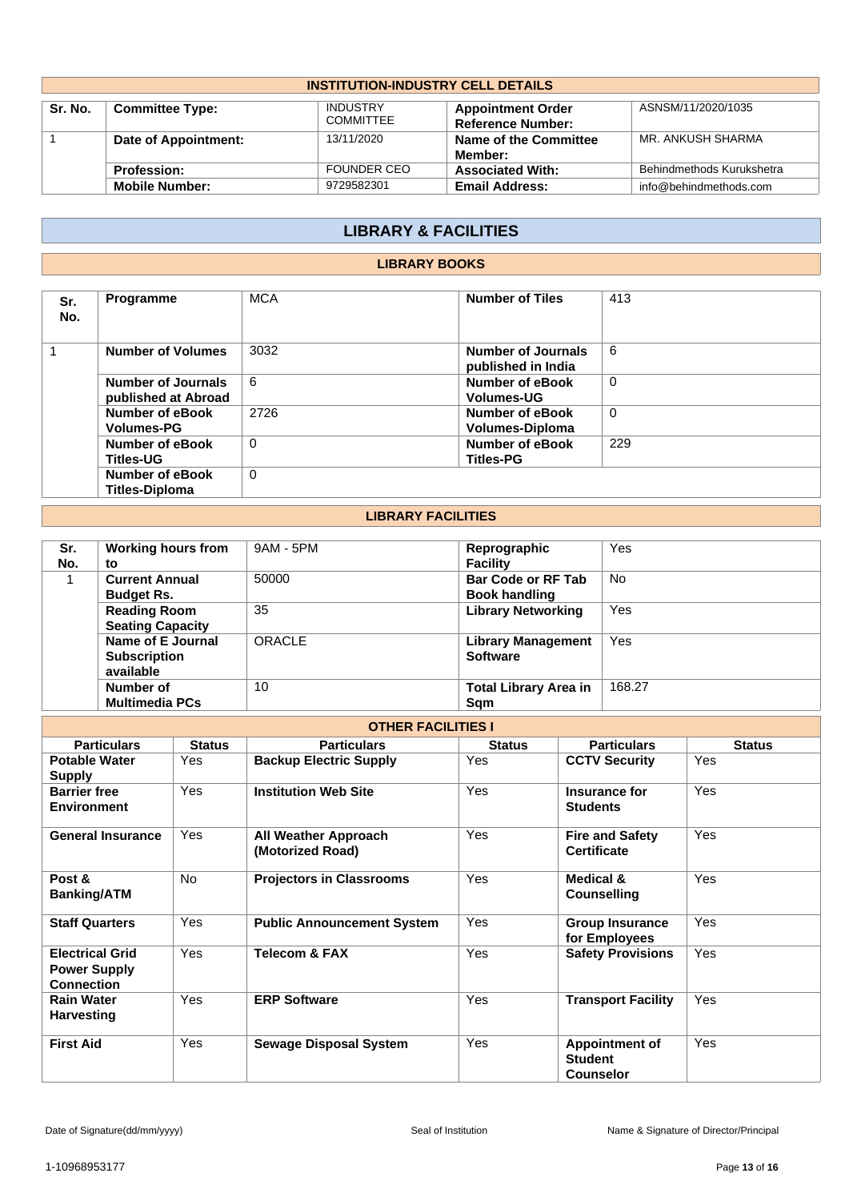## INSTITUTION-INDUSTRY CELL DETAILS

| Sr. No. | Committee Type: | INDUSTRY COMMITTEE | Appointment Order Reference Number: | ASNSM/11/2020/1035 |
|---|---|---|---|---|
| 1 | Date of Appointment: | 13/11/2020 | Name of the Committee Member: | MR. ANKUSH SHARMA |
| | Profession: | FOUNDER CEO | Associated With: | Behindmethods Kurukshetra |
| | Mobile Number: | 9729582301 | Email Address: | info@behindmethods.com |

# LIBRARY & FACILITIES

## LIBRARY BOOKS

| Sr. No. | Programme | MCA | Number of Tiles | 413 |
|---|---|---|---|---|
| 1 | Number of Volumes | 3032 | Number of Journals published in India | 6 |
| | Number of Journals published at Abroad | 6 | Number of eBook Volumes-UG | 0 |
| | Number of eBook Volumes-PG | 2726 | Number of eBook Volumes-Diploma | 0 |
| | Number of eBook Titles-UG | 0 | Number of eBook Titles-PG | 229 |
| | Number of eBook Titles-Diploma | 0 | | |

## LIBRARY FACILITIES

| Sr. No. | Working hours from to | 9AM - 5PM | Reprographic Facility | Yes |
|---|---|---|---|---|
| 1 | Current Annual Budget Rs. | 50000 | Bar Code or RF Tab Book handling | No |
| | Reading Room Seating Capacity | 35 | Library Networking | Yes |
| | Name of E Journal Subscription available | ORACLE | Library Management Software | Yes |
| | Number of Multimedia PCs | 10 | Total Library Area in Sqm | 168.27 |

## OTHER FACILITIES I

| Particulars | Status | Particulars | Status | Particulars | Status |
|---|---|---|---|---|---|
| Potable Water Supply | Yes | Backup Electric Supply | Yes | CCTV Security | Yes |
| Barrier free Environment | Yes | Institution Web Site | Yes | Insurance for Students | Yes |
| General Insurance | Yes | All Weather Approach (Motorized Road) | Yes | Fire and Safety Certificate | Yes |
| Post & Banking/ATM | No | Projectors in Classrooms | Yes | Medical & Counselling | Yes |
| Staff Quarters | Yes | Public Announcement System | Yes | Group Insurance for Employees | Yes |
| Electrical Grid Power Supply Connection | Yes | Telecom & FAX | Yes | Safety Provisions | Yes |
| Rain Water Harvesting | Yes | ERP Software | Yes | Transport Facility | Yes |
| First Aid | Yes | Sewage Disposal System | Yes | Appointment of Student Counselor | Yes |

Date of Signature(dd/mm/yyyy) Seal of Institution Name & Signature of Director/Principal

1-10968953177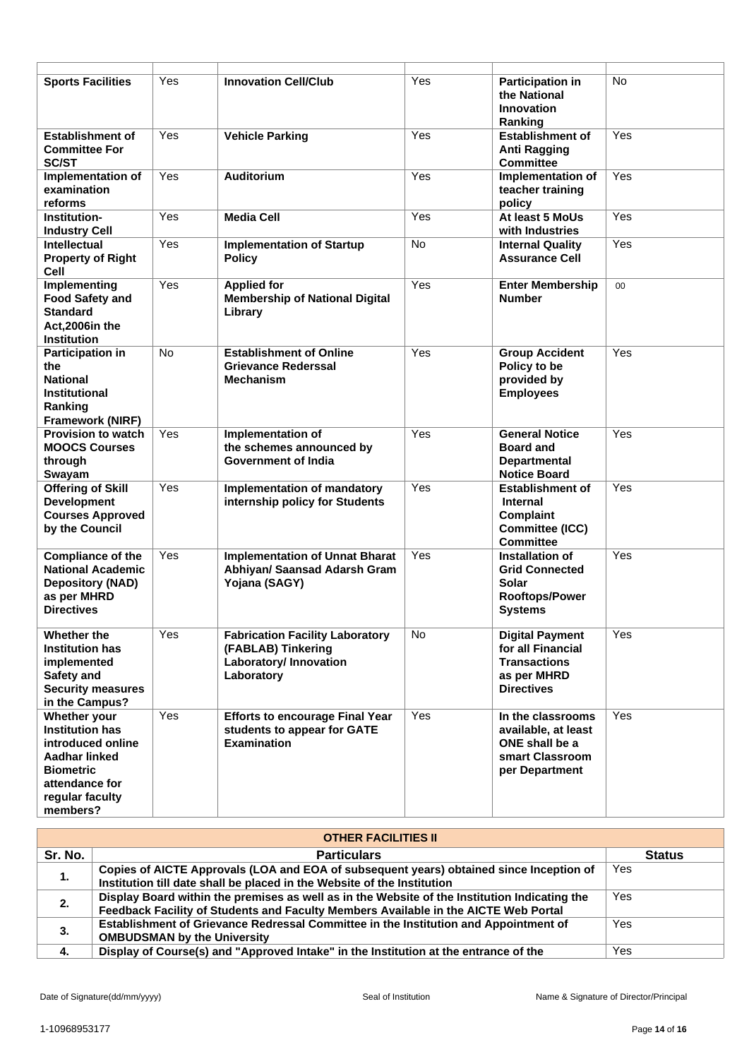| | | | | | |
|---|---|---|---|---|---|
| **Sports Facilities** | Yes | **Innovation Cell/Club** | Yes | **Participation in the National Innovation Ranking** | No |
| **Establishment of Committee For SC/ST** | Yes | **Vehicle Parking** | Yes | **Establishment of Anti Ragging Committee** | Yes |
| **Implementation of examination reforms** | Yes | **Auditorium** | Yes | **Implementation of teacher training policy** | Yes |
| **Institution-Industry Cell** | Yes | **Media Cell** | Yes | **At least 5 MoUs with Industries** | Yes |
| **Intellectual Property of Right Cell** | Yes | **Implementation of Startup Policy** | No | **Internal Quality Assurance Cell** | Yes |
| **Implementing Food Safety and Standard Act,2006in the Institution** | Yes | **Applied for Membership of National Digital Library** | Yes | **Enter Membership Number** | 00 |
| **Participation in the National Institutional Ranking Framework (NIRF)** | No | **Establishment of Online Grievance Rederssal Mechanism** | Yes | **Group Accident Policy to be provided by Employees** | Yes |
| **Provision to watch MOOCS Courses through Swayam** | Yes | **Implementation of the schemes announced by Government of India** | Yes | **General Notice Board and Departmental Notice Board** | Yes |
| **Offering of Skill Development Courses Approved by the Council** | Yes | **Implementation of mandatory internship policy for Students** | Yes | **Establishment of Internal Complaint Committee (ICC) Committee** | Yes |
| **Compliance of the National Academic Depository (NAD) as per MHRD Directives** | Yes | **Implementation of Unnat Bharat Abhiyan/ Saansad Adarsh Gram Yojana (SAGY)** | Yes | **Installation of Grid Connected Solar Rooftops/Power Systems** | Yes |
| **Whether the Institution has implemented Safety and Security measures in the Campus?** | Yes | **Fabrication Facility Laboratory (FABLAB) Tinkering Laboratory/ Innovation Laboratory** | No | **Digital Payment for all Financial Transactions as per MHRD Directives** | Yes |
| **Whether your Institution has introduced online Aadhar linked Biometric attendance for regular faculty members?** | Yes | **Efforts to encourage Final Year students to appear for GATE Examination** | Yes | **In the classrooms available, at least ONE shall be a smart Classroom per Department** | Yes |

| **OTHER FACILITIES II** | | |
|---|---|---|
| **Sr. No.** | **Particulars** | **Status** |
| **1.** | **Copies of AICTE Approvals (LOA and EOA of subsequent years) obtained since Inception of Institution till date shall be placed in the Website of the Institution** | Yes |
| **2.** | **Display Board within the premises as well as in the Website of the Institution Indicating the Feedback Facility of Students and Faculty Members Available in the AICTE Web Portal** | Yes |
| **3.** | **Establishment of Grievance Redressal Committee in the Institution and Appointment of OMBUDSMAN by the University** | Yes |
| **4.** | **Display of Course(s) and "Approved Intake" in the Institution at the entrance of the** | Yes |

Date of Signature(dd/mm/yyyy) Seal of Institution Name & Signature of Director/Principal

1-10968953177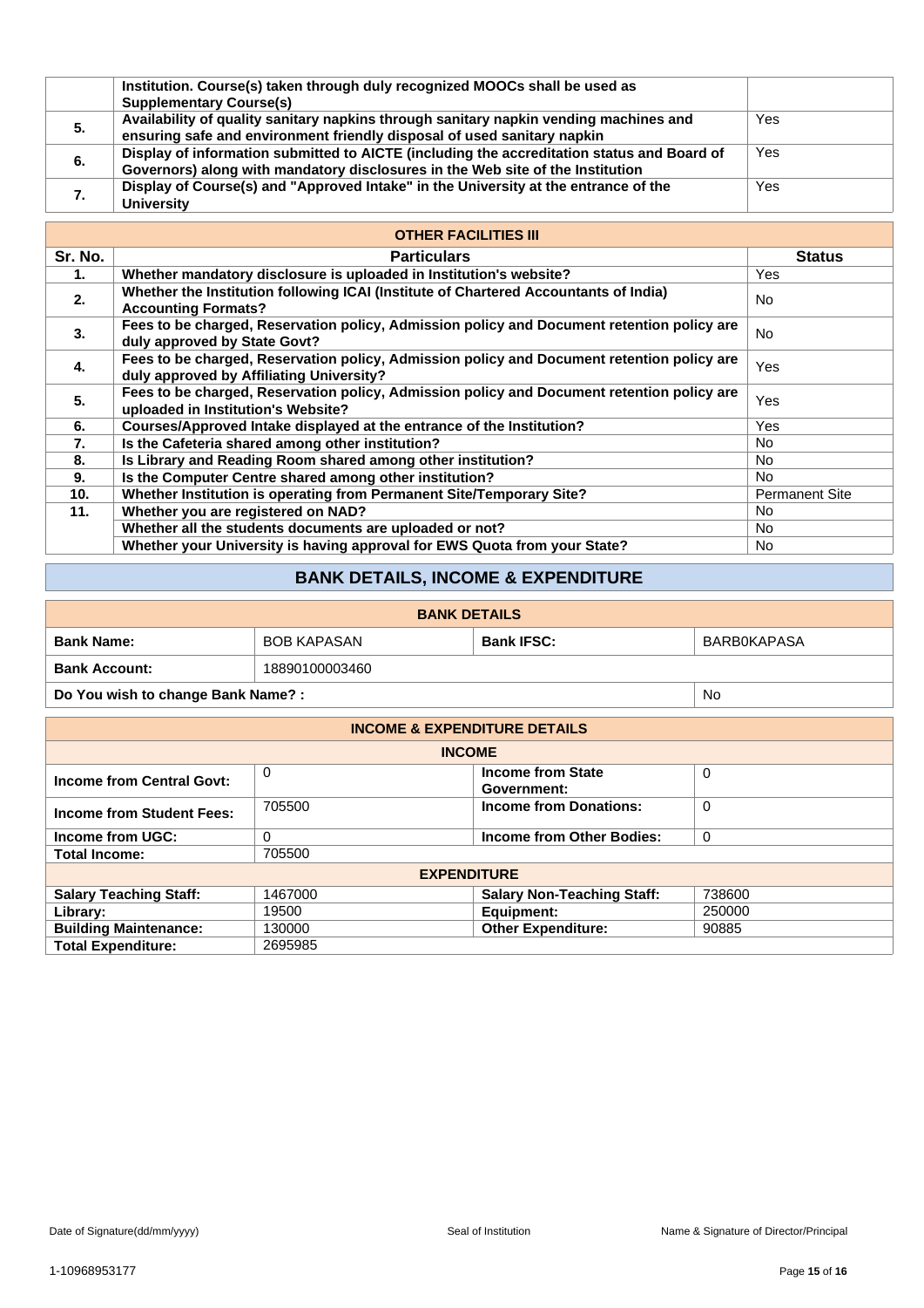|  | Institution. Course(s) taken through duly recognized MOOCs shall be used as Supplementary Course(s) |  |
|---|---|---|
| 5. | Availability of quality sanitary napkins through sanitary napkin vending machines and ensuring safe and environment friendly disposal of used sanitary napkin | Yes |
| 6. | Display of information submitted to AICTE (including the accreditation status and Board of Governors) along with mandatory disclosures in the Web site of the Institution | Yes |
| 7. | Display of Course(s) and "Approved Intake" in the University at the entrance of the University | Yes |

**OTHER FACILITIES III**

| Sr. No. | Particulars | Status |
|---|---|---|
| 1. | Whether mandatory disclosure is uploaded in Institution's website? | Yes |
| 2. | Whether the Institution following ICAI (Institute of Chartered Accountants of India) Accounting Formats? | No |
| 3. | Fees to be charged, Reservation policy, Admission policy and Document retention policy are duly approved by State Govt? | No |
| 4. | Fees to be charged, Reservation policy, Admission policy and Document retention policy are duly approved by Affiliating University? | Yes |
| 5. | Fees to be charged, Reservation policy, Admission policy and Document retention policy are uploaded in Institution's Website? | Yes |
| 6. | Courses/Approved Intake displayed at the entrance of the Institution? | Yes |
| 7. | Is the Cafeteria shared among other institution? | No |
| 8. | Is Library and Reading Room shared among other institution? | No |
| 9. | Is the Computer Centre shared among other institution? | No |
| 10. | Whether Institution is operating from Permanent Site/Temporary Site? | Permanent Site |
| 11. | Whether you are registered on NAD? | No |
|  | Whether all the students documents are uploaded or not? | No |
|  | Whether your University is having approval for EWS Quota from your State? | No |

## BANK DETAILS, INCOME & EXPENDITURE

**BANK DETAILS**

| Bank Name: | BOB KAPASAN | Bank IFSC: | BARB0KAPASA |
|---|---|---|---|
| Bank Account: | 18890100003460 |  |  |
| Do You wish to change Bank Name? : |  |  | No |

**INCOME & EXPENDITURE DETAILS**

**INCOME**

| Income from Central Govt: | 0 | Income from State Government: | 0 |
|---|---|---|---|
| Income from Student Fees: | 705500 | Income from Donations: | 0 |
| Income from UGC: | 0 | Income from Other Bodies: | 0 |
| Total Income: | 705500 |  |  |

**EXPENDITURE**

| Salary Teaching Staff: | 1467000 | Salary Non-Teaching Staff: | 738600 |
|---|---|---|---|
| Library: | 19500 | Equipment: | 250000 |
| Building Maintenance: | 130000 | Other Expenditure: | 90885 |
| Total Expenditure: | 2695985 |  |  |

Date of Signature(dd/mm/yyyy) | Seal of Institution | Name & Signature of Director/Principal

1-10968953177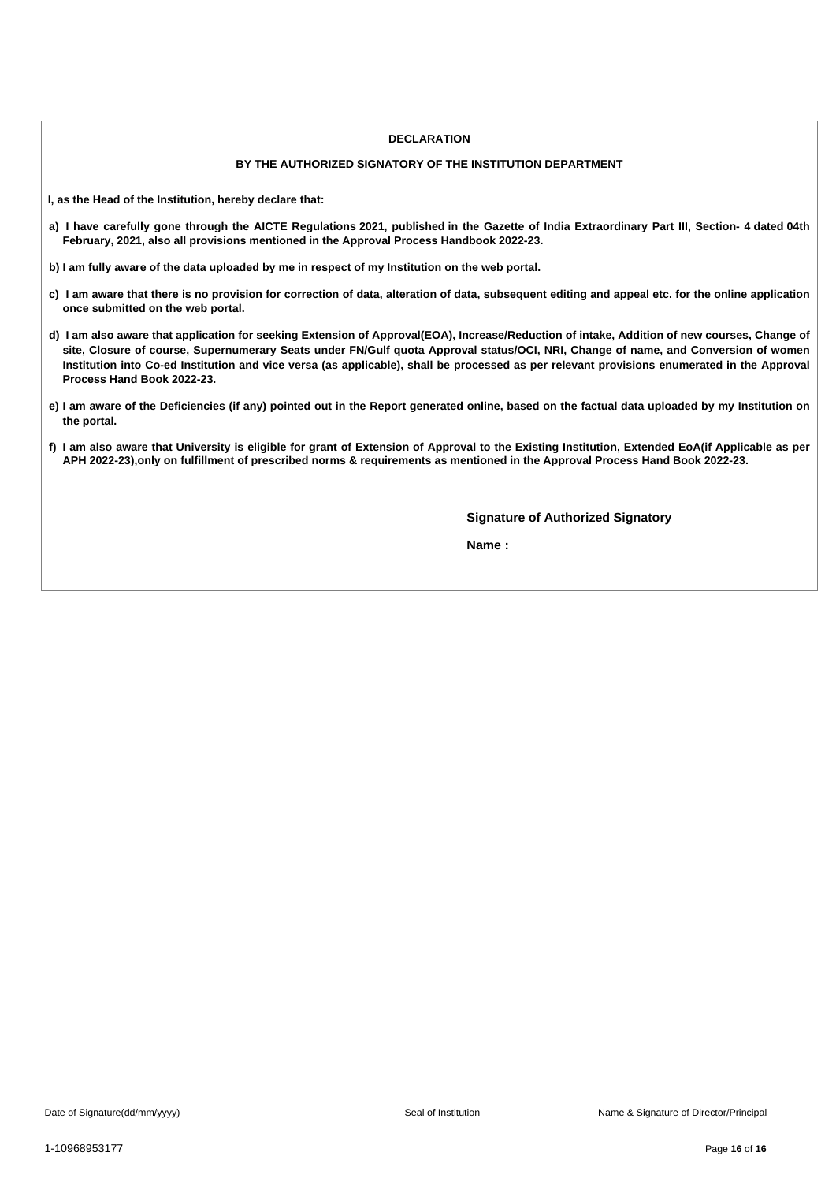**DECLARATION**

**BY THE AUTHORIZED SIGNATORY OF THE INSTITUTION DEPARTMENT**

**I, as the Head of the Institution, hereby declare that:**

**a) I have carefully gone through the AICTE Regulations 2021, published in the Gazette of India Extraordinary Part III, Section- 4 dated 04th February, 2021, also all provisions mentioned in the Approval Process Handbook 2022-23.**

**b) I am fully aware of the data uploaded by me in respect of my Institution on the web portal.**

**c) I am aware that there is no provision for correction of data, alteration of data, subsequent editing and appeal etc. for the online application once submitted on the web portal.**

**d) I am also aware that application for seeking Extension of Approval(EOA), Increase/Reduction of intake, Addition of new courses, Change of site, Closure of course, Supernumerary Seats under FN/Gulf quota Approval status/OCI, NRI, Change of name, and Conversion of women Institution into Co-ed Institution and vice versa (as applicable), shall be processed as per relevant provisions enumerated in the Approval Process Hand Book 2022-23.**

**e) I am aware of the Deficiencies (if any) pointed out in the Report generated online, based on the factual data uploaded by my Institution on the portal.**

**f) I am also aware that University is eligible for grant of Extension of Approval to the Existing Institution, Extended EoA(if Applicable as per APH 2022-23),only on fulfillment of prescribed norms & requirements as mentioned in the Approval Process Hand Book 2022-23.**

**Signature of Authorized Signatory**

**Name :**

Date of Signature(dd/mm/yyyy) Seal of Institution Name & Signature of Director/Principal

1-10968953177